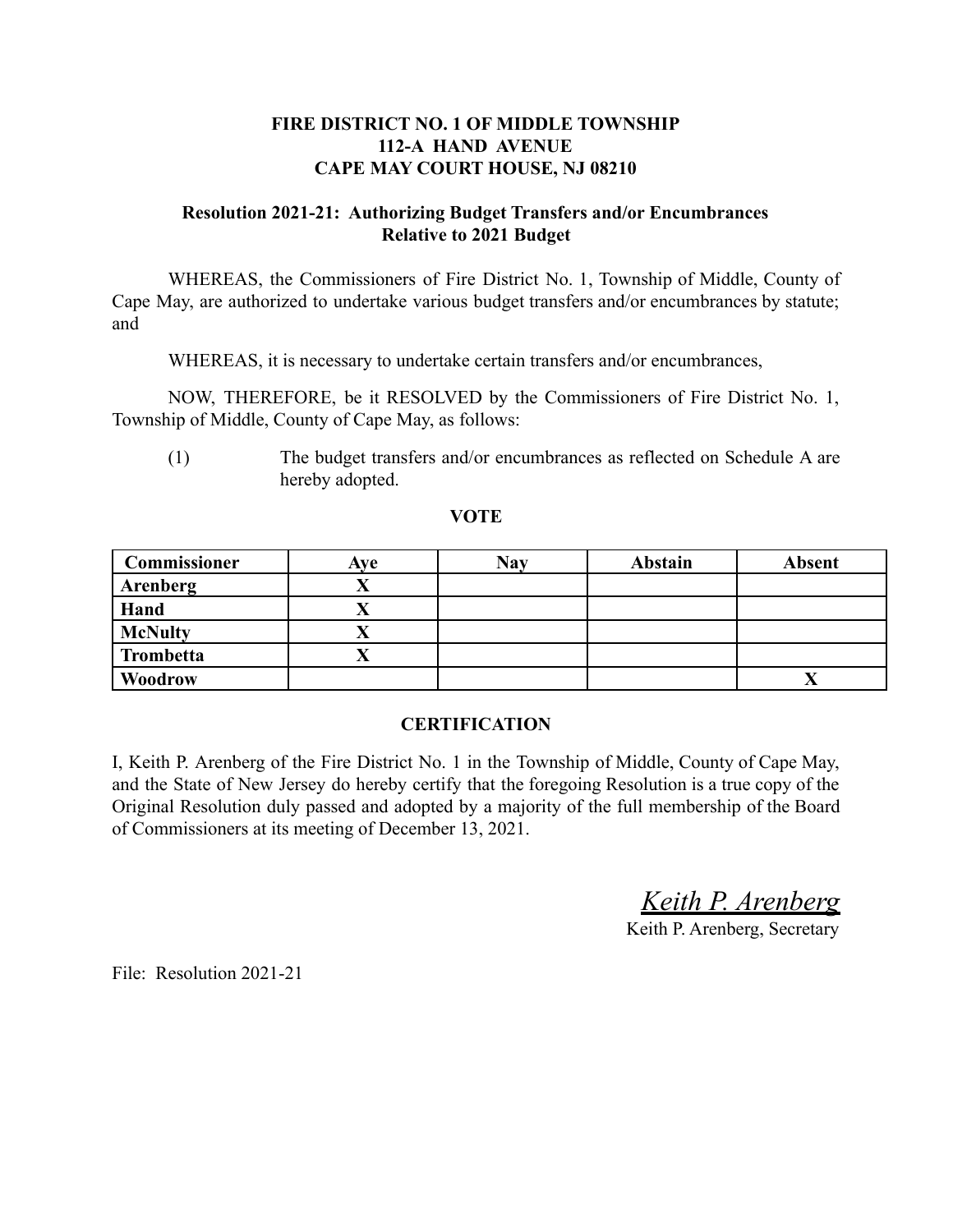**FIRE DISTRICT NO. 1 OF MIDDLE TOWNSHIP**
**112-A HAND AVENUE**
**CAPE MAY COURT HOUSE, NJ 08210**

**Resolution 2021-21: Authorizing Budget Transfers and/or Encumbrances Relative to 2021 Budget**

WHEREAS, the Commissioners of Fire District No. 1, Township of Middle, County of Cape May, are authorized to undertake various budget transfers and/or encumbrances by statute; and

WHEREAS, it is necessary to undertake certain transfers and/or encumbrances,

NOW, THEREFORE, be it RESOLVED by the Commissioners of Fire District No. 1, Township of Middle, County of Cape May, as follows:

(1) The budget transfers and/or encumbrances as reflected on Schedule A are hereby adopted.

**VOTE**

| Commissioner | Aye | Nay | Abstain | Absent |
|---|---|---|---|---|
| **Arenberg** | X | | | |
| **Hand** | X | | | |
| **McNulty** | X | | | |
| **Trombetta** | X | | | |
| **Woodrow** | | | | X |

**CERTIFICATION**

I, Keith P. Arenberg of the Fire District No. 1 in the Township of Middle, County of Cape May, and the State of New Jersey do hereby certify that the foregoing Resolution is a true copy of the Original Resolution duly passed and adopted by a majority of the full membership of the Board of Commissioners at its meeting of December 13, 2021.

*Keith P. Arenberg*
Keith P. Arenberg, Secretary

File: Resolution 2021-21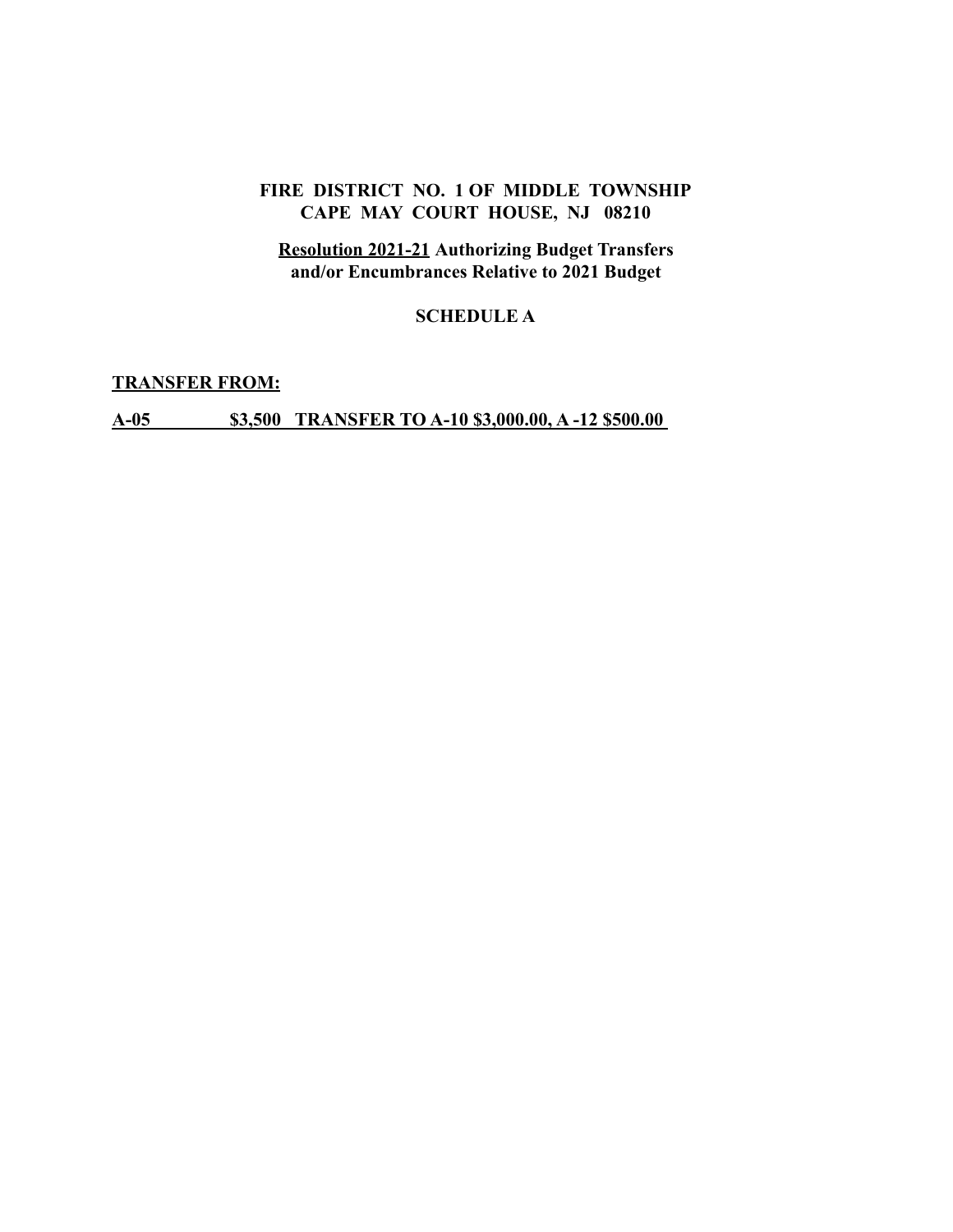**FIRE DISTRICT NO. 1 OF MIDDLE TOWNSHIP**
**CAPE MAY COURT HOUSE, NJ 08210**

**<u>Resolution 2021-21</u> Authorizing Budget Transfers and/or Encumbrances Relative to 2021 Budget**

**SCHEDULE A**

**<u>TRANSFER FROM:</u>**

**<u>A-05 $3,500 TRANSFER TO A-10 $3,000.00, A -12 $500.00</u>**